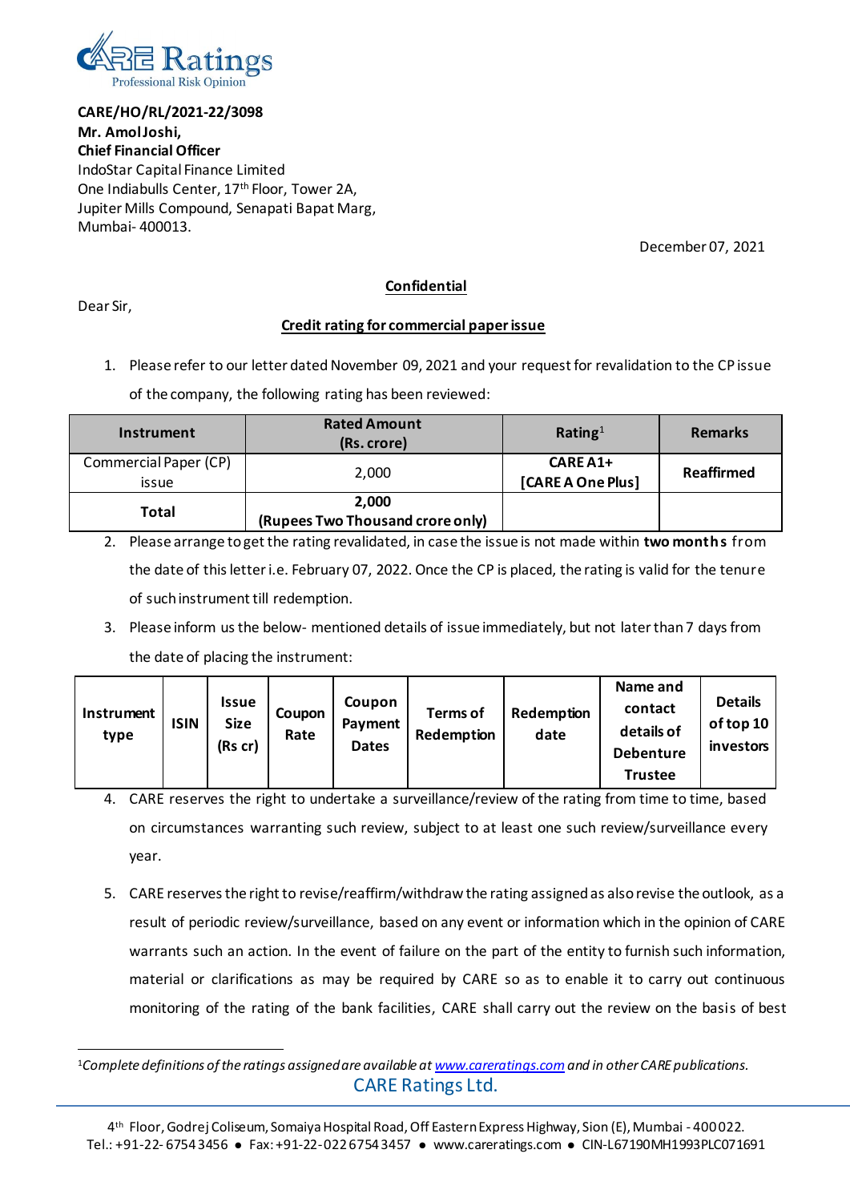CARE Ratings
Professional Risk Opinion

**CARE/HO/RL/2021-22/3098**
**Mr. Amol Joshi,**
**Chief Financial Officer**
IndoStar Capital Finance Limited
One Indiabulls Center, 17th Floor, Tower 2A,
Jupiter Mills Compound, Senapati Bapat Marg,
Mumbai- 400013.

December 07, 2021

**Confidential**

Dear Sir,

**Credit rating for commercial paper issue**

1. Please refer to our letter dated November 09, 2021 and your request for revalidation to the CP issue of the company, the following rating has been reviewed:

| Instrument | Rated Amount (Rs. crore) | Rating[1] | Remarks |
|---|---|---|---|
| Commercial Paper (CP) issue | 2,000 | **CARE A1+ [CARE A One Plus]** | **Reaffirmed** |
| **Total** | **2,000 (Rupees Two Thousand crore only)** | | |

2. Please arrange to get the rating revalidated, in case the issue is not made within **two months** from the date of this letter i.e. February 07, 2022. Once the CP is placed, the rating is valid for the tenure of such instrument till redemption.

3. Please inform us the below- mentioned details of issue immediately, but not later than 7 days from the date of placing the instrument:

| Instrument type | ISIN | Issue Size (Rs cr) | Coupon Rate | Coupon Payment Dates | Terms of Redemption | Redemption date | Name and contact details of Debenture Trustee | Details of top 10 investors |
|---|---|---|---|---|---|---|---|---|

4. CARE reserves the right to undertake a surveillance/review of the rating from time to time, based on circumstances warranting such review, subject to at least one such review/surveillance every year.

5. CARE reserves the right to revise/reaffirm/withdraw the rating assigned as also revise the outlook, as a result of periodic review/surveillance, based on any event or information which in the opinion of CARE warrants such an action. In the event of failure on the part of the entity to furnish such information, material or clarifications as may be required by CARE so as to enable it to carry out continuous monitoring of the rating of the bank facilities, CARE shall carry out the review on the basis of best

[1]*Complete definitions of the ratings assigned are available at www.careratings.com and in other CARE publications.*

CARE Ratings Ltd.

4th Floor, Godrej Coliseum, Somaiya Hospital Road, Off Eastern Express Highway, Sion (E), Mumbai - 400022.
Tel.: +91-22- 6754 3456 ● Fax: +91-22-022 6754 3457 ● www.careratings.com ● CIN-L67190MH1993PLC071691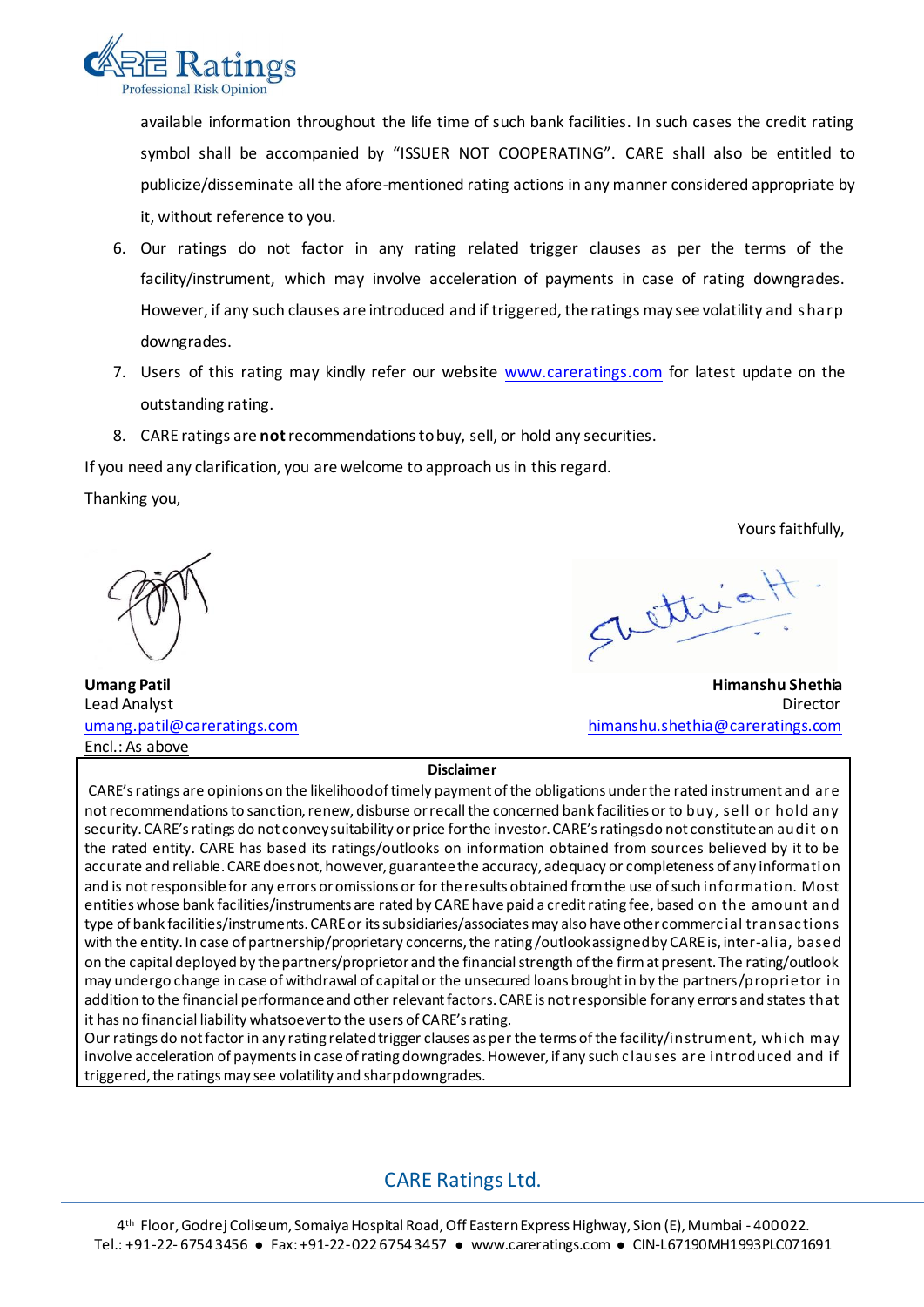available information throughout the life time of such bank facilities. In such cases the credit rating symbol shall be accompanied by "ISSUER NOT COOPERATING". CARE shall also be entitled to publicize/disseminate all the afore-mentioned rating actions in any manner considered appropriate by it, without reference to you.

6. Our ratings do not factor in any rating related trigger clauses as per the terms of the facility/instrument, which may involve acceleration of payments in case of rating downgrades. However, if any such clauses are introduced and if triggered, the ratings may see volatility and sharp downgrades.
7. Users of this rating may kindly refer our website www.careratings.com for latest update on the outstanding rating.
8. CARE ratings are **not** recommendations to buy, sell, or hold any securities.

If you need any clarification, you are welcome to approach us in this regard.

Thanking you,

Yours faithfully,

**Umang Patil**
Lead Analyst
umang.patil@careratings.com

**Himanshu Shethia**
Director
himanshu.shethia@careratings.com

Encl.: As above

**Disclaimer**

CARE's ratings are opinions on the likelihood of timely payment of the obligations under the rated instrument and are not recommendations to sanction, renew, disburse or recall the concerned bank facilities or to buy, sell or hold any security. CARE's ratings do not convey suitability or price for the investor. CARE's ratings do not constitute an audit on the rated entity. CARE has based its ratings/outlooks on information obtained from sources believed by it to be accurate and reliable. CARE does not, however, guarantee the accuracy, adequacy or completeness of any information and is not responsible for any errors or omissions or for the results obtained from the use of such information. Most entities whose bank facilities/instruments are rated by CARE have paid a credit rating fee, based on the amount and type of bank facilities/instruments. CARE or its subsidiaries/associates may also have other commercial transactions with the entity. In case of partnership/proprietary concerns, the rating /outlook assigned by CARE is, inter-alia, based on the capital deployed by the partners/proprietor and the financial strength of the firm at present. The rating/outlook may undergo change in case of withdrawal of capital or the unsecured loans brought in by the partners/proprietor in addition to the financial performance and other relevant factors. CARE is not responsible for any errors and states that it has no financial liability whatsoever to the users of CARE's rating.
Our ratings do not factor in any rating related trigger clauses as per the terms of the facility/instrument, which may involve acceleration of payments in case of rating downgrades. However, if any such clauses are introduced and if triggered, the ratings may see volatility and sharp downgrades.

CARE Ratings Ltd.

4th Floor, Godrej Coliseum, Somaiya Hospital Road, Off Eastern Express Highway, Sion (E), Mumbai - 400022.
Tel.: +91-22- 6754 3456 ● Fax: +91-22-022 6754 3457 ● www.careratings.com ● CIN-L67190MH1993PLC071691